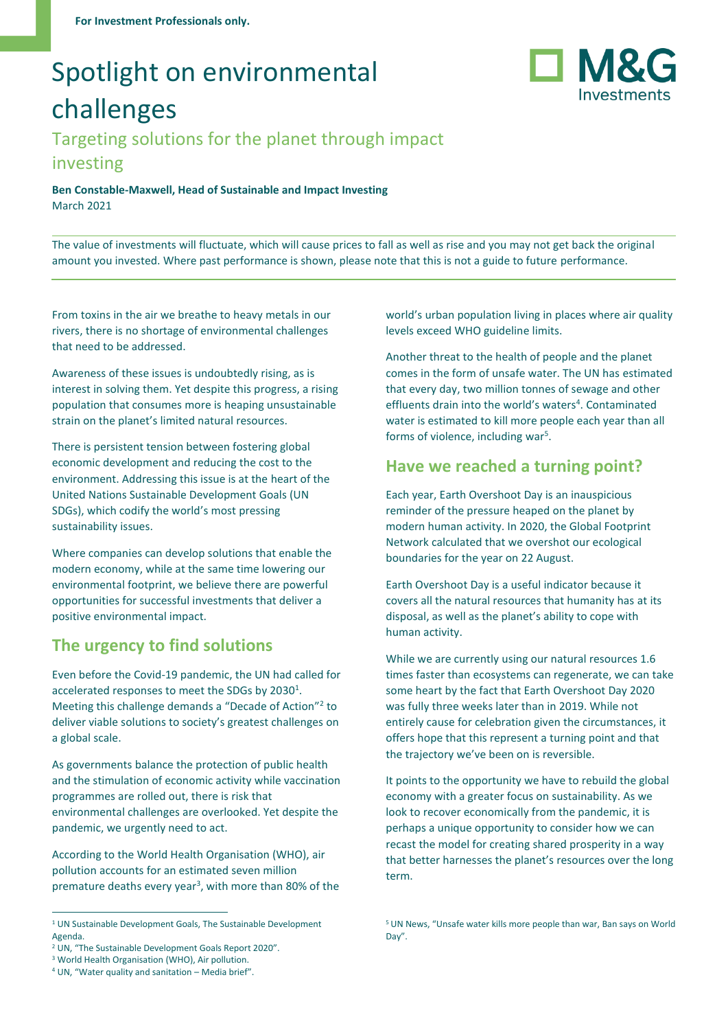For Investment Professionals only.

# Spotlight on environmental challenges

## Targeting solutions for the planet through impact investing

**Ben Constable-Maxwell, Head of Sustainable and Impact Investing**
March 2021

The value of investments will fluctuate, which will cause prices to fall as well as rise and you may not get back the original amount you invested. Where past performance is shown, please note that this is not a guide to future performance.

From toxins in the air we breathe to heavy metals in our rivers, there is no shortage of environmental challenges that need to be addressed.

Awareness of these issues is undoubtedly rising, as is interest in solving them. Yet despite this progress, a rising population that consumes more is heaping unsustainable strain on the planet's limited natural resources.

There is persistent tension between fostering global economic development and reducing the cost to the environment. Addressing this issue is at the heart of the United Nations Sustainable Development Goals (UN SDGs), which codify the world's most pressing sustainability issues.

Where companies can develop solutions that enable the modern economy, while at the same time lowering our environmental footprint, we believe there are powerful opportunities for successful investments that deliver a positive environmental impact.

## The urgency to find solutions

Even before the Covid-19 pandemic, the UN had called for accelerated responses to meet the SDGs by 2030[1]. Meeting this challenge demands a "Decade of Action"[2] to deliver viable solutions to society's greatest challenges on a global scale.

As governments balance the protection of public health and the stimulation of economic activity while vaccination programmes are rolled out, there is risk that environmental challenges are overlooked. Yet despite the pandemic, we urgently need to act.

According to the World Health Organisation (WHO), air pollution accounts for an estimated seven million premature deaths every year[3], with more than 80% of the world's urban population living in places where air quality levels exceed WHO guideline limits.

Another threat to the health of people and the planet comes in the form of unsafe water. The UN has estimated that every day, two million tonnes of sewage and other effluents drain into the world's waters[4]. Contaminated water is estimated to kill more people each year than all forms of violence, including war[5].

## Have we reached a turning point?

Each year, Earth Overshoot Day is an inauspicious reminder of the pressure heaped on the planet by modern human activity. In 2020, the Global Footprint Network calculated that we overshot our ecological boundaries for the year on 22 August.

Earth Overshoot Day is a useful indicator because it covers all the natural resources that humanity has at its disposal, as well as the planet's ability to cope with human activity.

While we are currently using our natural resources 1.6 times faster than ecosystems can regenerate, we can take some heart by the fact that Earth Overshoot Day 2020 was fully three weeks later than in 2019. While not entirely cause for celebration given the circumstances, it offers hope that this represent a turning point and that the trajectory we've been on is reversible.

It points to the opportunity we have to rebuild the global economy with a greater focus on sustainability. As we look to recover economically from the pandemic, it is perhaps a unique opportunity to consider how we can recast the model for creating shared prosperity in a way that better harnesses the planet's resources over the long term.

[1] UN Sustainable Development Goals, The Sustainable Development Agenda.
[2] UN, "The Sustainable Development Goals Report 2020".
[3] World Health Organisation (WHO), Air pollution.
[4] UN, "Water quality and sanitation – Media brief".
[5] UN News, "Unsafe water kills more people than war, Ban says on World Day".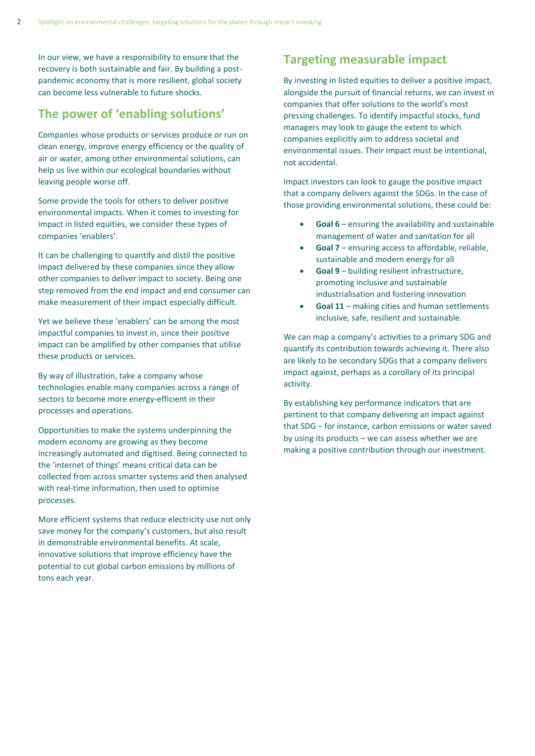In our view, we have a responsibility to ensure that the recovery is both sustainable and fair. By building a post-pandemic economy that is more resilient, global society can become less vulnerable to future shocks.

## The power of 'enabling solutions'

Companies whose products or services produce or run on clean energy, improve energy efficiency or the quality of air or water, among other environmental solutions, can help us live within our ecological boundaries without leaving people worse off.

Some provide the tools for others to deliver positive environmental impacts. When it comes to investing for impact in listed equities, we consider these types of companies 'enablers'.

It can be challenging to quantify and distil the positive impact delivered by these companies since they allow other companies to deliver impact to society. Being one step removed from the end impact and end consumer can make measurement of their impact especially difficult.

Yet we believe these 'enablers' can be among the most impactful companies to invest in, since their positive impact can be amplified by other companies that utilise these products or services.

By way of illustration, take a company whose technologies enable many companies across a range of sectors to become more energy-efficient in their processes and operations.

Opportunities to make the systems underpinning the modern economy are growing as they become increasingly automated and digitised. Being connected to the 'internet of things' means critical data can be collected from across smarter systems and then analysed with real-time information, then used to optimise processes.

More efficient systems that reduce electricity use not only save money for the company's customers, but also result in demonstrable environmental benefits. At scale, innovative solutions that improve efficiency have the potential to cut global carbon emissions by millions of tons each year.

## Targeting measurable impact

By investing in listed equities to deliver a positive impact, alongside the pursuit of financial returns, we can invest in companies that offer solutions to the world's most pressing challenges. To identify impactful stocks, fund managers may look to gauge the extent to which companies explicitly aim to address societal and environmental issues. Their impact must be intentional, not accidental.

Impact investors can look to gauge the positive impact that a company delivers against the SDGs. In the case of those providing environmental solutions, these could be:

- **Goal 6** – ensuring the availability and sustainable management of water and sanitation for all
- **Goal 7** – ensuring access to affordable, reliable, sustainable and modern energy for all
- **Goal 9** – building resilient infrastructure, promoting inclusive and sustainable industrialisation and fostering innovation
- **Goal 11** – making cities and human settlements inclusive, safe, resilient and sustainable.

We can map a company's activities to a primary SDG and quantify its contribution towards achieving it. There also are likely to be secondary SDGs that a company delivers impact against, perhaps as a corollary of its principal activity.

By establishing key performance indicators that are pertinent to that company delivering an impact against that SDG – for instance, carbon emissions or water saved by using its products – we can assess whether we are making a positive contribution through our investment.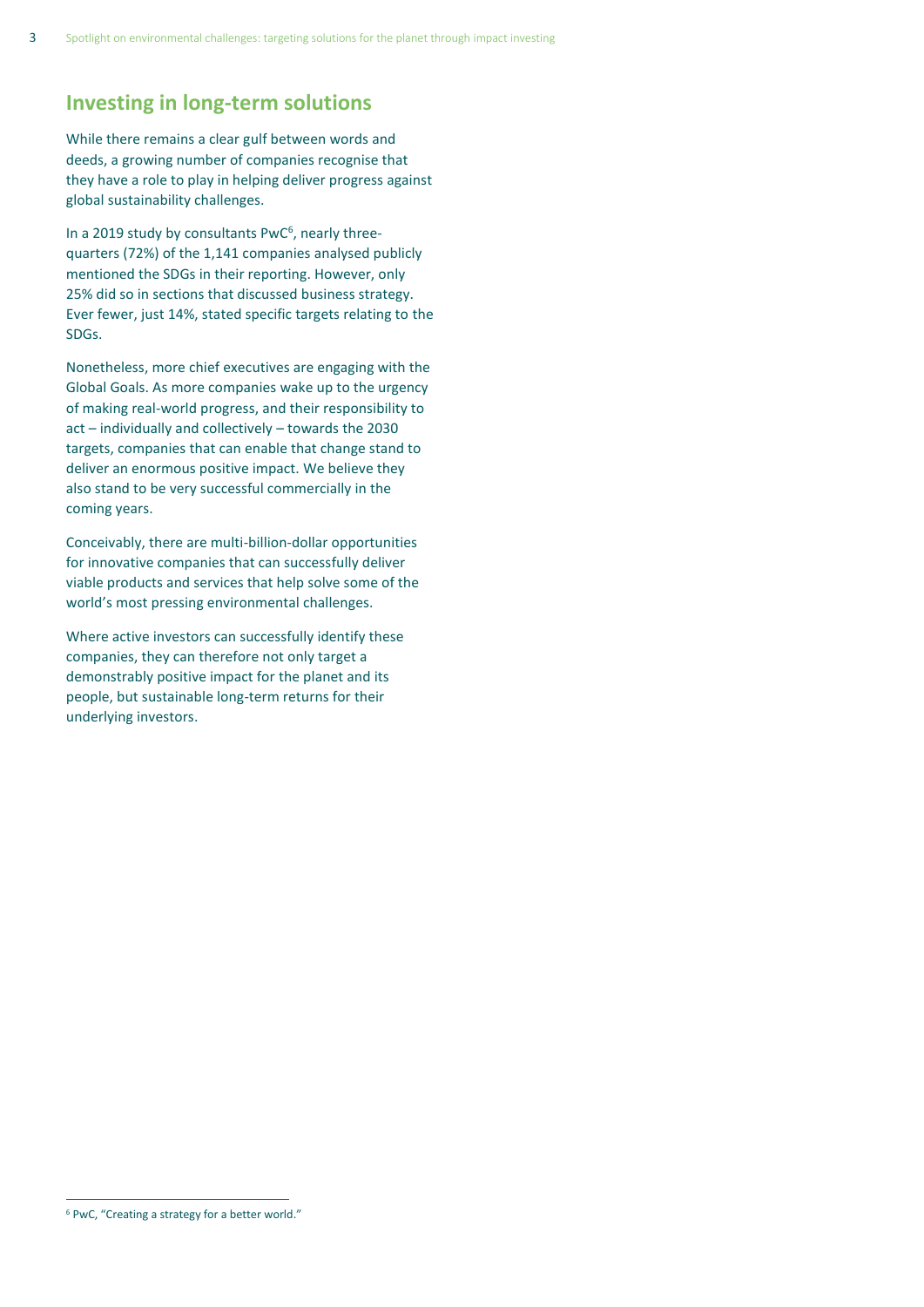## Investing in long-term solutions

While there remains a clear gulf between words and deeds, a growing number of companies recognise that they have a role to play in helping deliver progress against global sustainability challenges.

In a 2019 study by consultants PwC[6], nearly three-quarters (72%) of the 1,141 companies analysed publicly mentioned the SDGs in their reporting. However, only 25% did so in sections that discussed business strategy. Ever fewer, just 14%, stated specific targets relating to the SDGs.

Nonetheless, more chief executives are engaging with the Global Goals. As more companies wake up to the urgency of making real-world progress, and their responsibility to act – individually and collectively – towards the 2030 targets, companies that can enable that change stand to deliver an enormous positive impact. We believe they also stand to be very successful commercially in the coming years.

Conceivably, there are multi-billion-dollar opportunities for innovative companies that can successfully deliver viable products and services that help solve some of the world's most pressing environmental challenges.

Where active investors can successfully identify these companies, they can therefore not only target a demonstrably positive impact for the planet and its people, but sustainable long-term returns for their underlying investors.

[6] PwC, "Creating a strategy for a better world."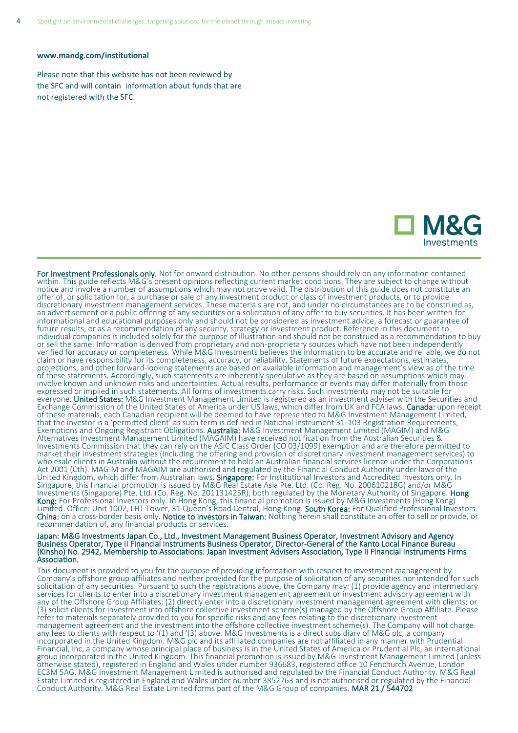**www.mandg.com/institutional**

Please note that this website has not been reviewed by the SFC and will contain information about funds that are not registered with the SFC.

M&G Investments

**For Investment Professionals only.** Not for onward distribution. No other persons should rely on any information contained within. This guide reflects M&G's present opinions reflecting current market conditions. They are subject to change without notice and involve a number of assumptions which may not prove valid. The distribution of this guide does not constitute an offer of, or solicitation for, a purchase or sale of any investment product or class of investment products, or to provide discretionary investment management services. These materials are not, and under no circumstances are to be construed as, an advertisement or a public offering of any securities or a solicitation of any offer to buy securities. It has been written for informational and educational purposes only and should not be considered as investment advice, a forecast or guarantee of future results, or as a recommendation of any security, strategy or investment product. Reference in this document to individual companies is included solely for the purpose of illustration and should not be construed as a recommendation to buy or sell the same. Information is derived from proprietary and non-proprietary sources which have not been independently verified for accuracy or completeness. While M&G Investments believes the information to be accurate and reliable, we do not claim or have responsibility for its completeness, accuracy, or reliability. Statements of future expectations, estimates, projections, and other forward-looking statements are based on available information and management's view as of the time of these statements. Accordingly, such statements are inherently speculative as they are based on assumptions which may involve known and unknown risks and uncertainties. Actual results, performance or events may differ materially from those expressed or implied in such statements. All forms of investments carry risks. Such investments may not be suitable for everyone. **United States:** M&G Investment Management Limited is registered as an investment adviser with the Securities and Exchange Commission of the United States of America under US laws, which differ from UK and FCA laws. **Canada:** upon receipt of these materials, each Canadian recipient will be deemed to have represented to M&G Investment Management Limited, that the investor is a 'permitted client' as such term is defined in National Instrument 31-103 Registration Requirements, Exemptions and Ongoing Registrant Obligations. **Australia:** M&G Investment Management Limited (MAGIM) and M&G Alternatives Investment Management Limited (MAGAIM) have received notification from the Australian Securities & Investments Commission that they can rely on the ASIC Class Order [CO 03/1099] exemption and are therefore permitted to market their investment strategies (including the offering and provision of discretionary investment management services) to wholesale clients in Australia without the requirement to hold an Australian financial services licence under the Corporations Act 2001 (Cth). MAGIM and MAGAIM are authorised and regulated by the Financial Conduct Authority under laws of the United Kingdom, which differ from Australian laws. **Singapore:** For Institutional Investors and Accredited Investors only. In Singapore, this financial promotion is issued by M&G Real Estate Asia Pte. Ltd. (Co. Reg. No. 200610218G) and/or M&G Investments (Singapore) Pte. Ltd. (Co. Reg. No. 201131425R), both regulated by the Monetary Authority of Singapore. **Hong Kong:** For Professional Investors only. In Hong Kong, this financial promotion is issued by M&G Investments (Hong Kong) Limited. Office: Unit 1002, LHT Tower, 31 Queen's Road Central, Hong Kong. **South Korea:** For Qualified Professional Investors. **China:** on a cross-border basis only. **Notice to investors in Taiwan:** Nothing herein shall constitute an offer to sell or provide, or recommendation of, any financial products or services.

**Japan: M&G Investments Japan Co., Ltd., Investment Management Business Operator, Investment Advisory and Agency Business Operator, Type II Financial Instruments Business Operator, Director-General of the Kanto Local Finance Bureau (Kinsho) No. 2942, Membership to Associations: Japan Investment Advisers Association, Type II Financial Instruments Firms Association.**

This document is provided to you for the purpose of providing information with respect to investment management by Company's offshore group affiliates and neither provided for the purpose of solicitation of any securities nor intended for such solicitation of any securities. Pursuant to such the registrations above, the Company may: (1) provide agency and intermediary services for clients to enter into a discretionary investment management agreement or investment advisory agreement with any of the Offshore Group Affiliates; (2) directly enter into a discretionary investment management agreement with clients; or (3) solicit clients for investment into offshore collective investment scheme(s) managed by the Offshore Group Affiliate. Please refer to materials separately provided to you for specific risks and any fees relating to the discretionary investment management agreement and the investment into the offshore collective investment scheme(s). The Company will not charge any fees to clients with respect to '(1) and '(3) above. M&G Investments is a direct subsidiary of M&G plc, a company incorporated in the United Kingdom. M&G plc and its affiliated companies are not affiliated in any manner with Prudential Financial, Inc, a company whose principal place of business is in the United States of America or Prudential Plc, an international group incorporated in the United Kingdom. This financial promotion is issued by M&G Investment Management Limited (unless otherwise stated), registered in England and Wales under number 936683, registered office 10 Fenchurch Avenue, London EC3M 5AG. M&G Investment Management Limited is authorised and regulated by the Financial Conduct Authority. M&G Real Estate Limited is registered in England and Wales under number 3852763 and is not authorised or regulated by the Financial Conduct Authority. M&G Real Estate Limited forms part of the M&G Group of companies. **MAR 21 / 544702**